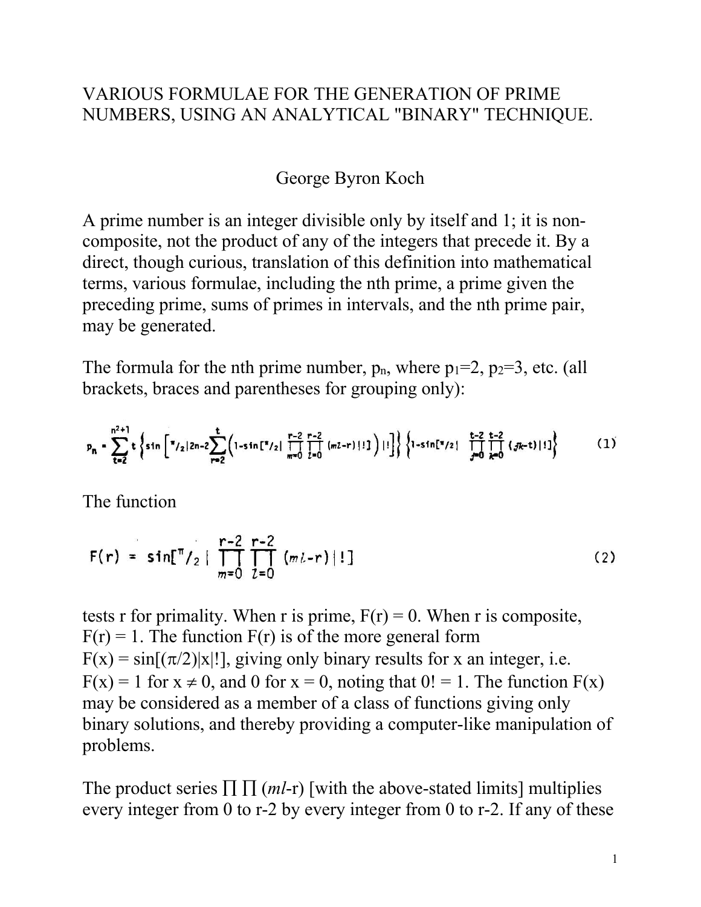# VARIOUS FORMULAE FOR THE GENERATION OF PRIME NUMBERS, USING AN ANALYTICAL "BINARY" TECHNIQUE.

George Byron Koch

A prime number is an integer divisible only by itself and 1; it is non-composite, not the product of any of the integers that precede it. By a direct, though curious, translation of this definition into mathematical terms, various formulae, including the nth prime, a prime given the preceding prime, sums of primes in intervals, and the nth prime pair, may be generated.

The formula for the nth prime number, $p_n$, where $p_1=2$, $p_2=3$, etc. (all brackets, braces and parentheses for grouping only):

$$p_n = \sum_{t=2}^{n^2+1} t \left\{ \sin\left[ \pi/2 \left| 2n - 2 \sum_{r=2}^{t} \left( 1 - \sin[\pi/2 | \prod_{m=0}^{r-2} \prod_{l=0}^{r-2} (ml - r) | !] \right) \right| ! \right] \right\} \left\{ 1 - \sin[\pi/2 | \prod_{j=0}^{t-2} \prod_{k=0}^{t-2} (jk - t) | !] \right\} \tag{1}$$

The function

$$F(r) = \sin[\pi/2 | \prod_{m=0}^{r-2} \prod_{l=0}^{r-2} (ml - r) | !] \tag{2}$$

tests r for primality. When r is prime, $F(r) = 0$. When r is composite, $F(r) = 1$. The function $F(r)$ is of the more general form $F(x) = \sin[(\pi/2)|x|!]$, giving only binary results for x an integer, i.e. $F(x) = 1$ for $x \neq 0$, and 0 for $x = 0$, noting that $0! = 1$. The function $F(x)$ may be considered as a member of a class of functions giving only binary solutions, and thereby providing a computer-like manipulation of problems.

The product series $\prod \prod (ml\text{-r})$ [with the above-stated limits] multiplies every integer from 0 to r-2 by every integer from 0 to r-2. If any of these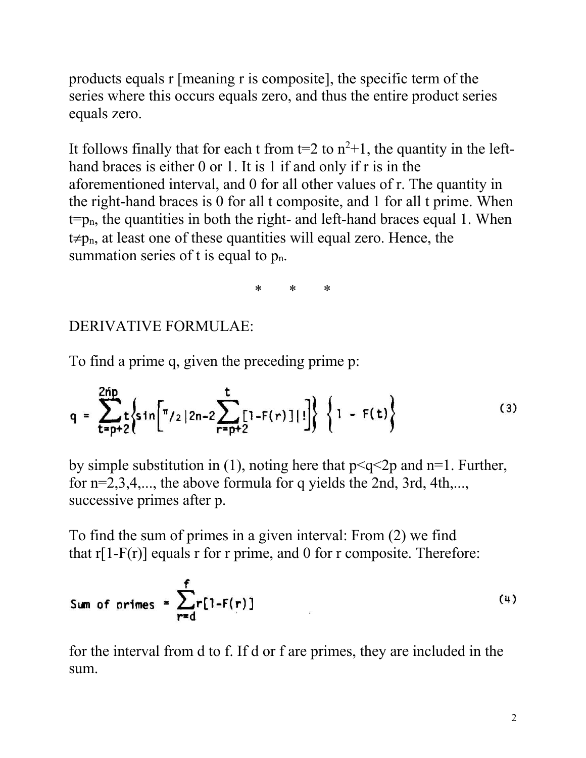products equals r [meaning r is composite], the specific term of the series where this occurs equals zero, and thus the entire product series equals zero.

It follows finally that for each t from t=2 to $n^2+1$, the quantity in the left-hand braces is either 0 or 1. It is 1 if and only if r is in the aforementioned interval, and 0 for all other values of r. The quantity in the right-hand braces is 0 for all t composite, and 1 for all t prime. When $t=p_n$, the quantities in both the right- and left-hand braces equal 1. When $t \neq p_n$, at least one of these quantities will equal zero. Hence, the summation series of t is equal to $p_n$.

\*   \*   \*

DERIVATIVE FORMULAE:

To find a prime q, given the preceding prime p:

$$q = \sum_{t=p+2}^{2np} t \left\{ \sin\left[ \pi/2 \left| 2n - 2\sum_{r=p+2}^{t} [1-F(r)] \right| ! \right] \right\} \left\{ 1 - F(t) \right\} \tag{3}$$

by simple substitution in (1), noting here that $p<q<2p$ and $n=1$. Further, for $n=2,3,4,...$, the above formula for q yields the 2nd, 3rd, 4th,..., successive primes after p.

To find the sum of primes in a given interval: From (2) we find that $r[1-F(r)]$ equals r for r prime, and 0 for r composite. Therefore:

$$\text{Sum of primes} = \sum_{r=d}^{f} r[1-F(r)] \tag{4}$$

for the interval from d to f. If d or f are primes, they are included in the sum.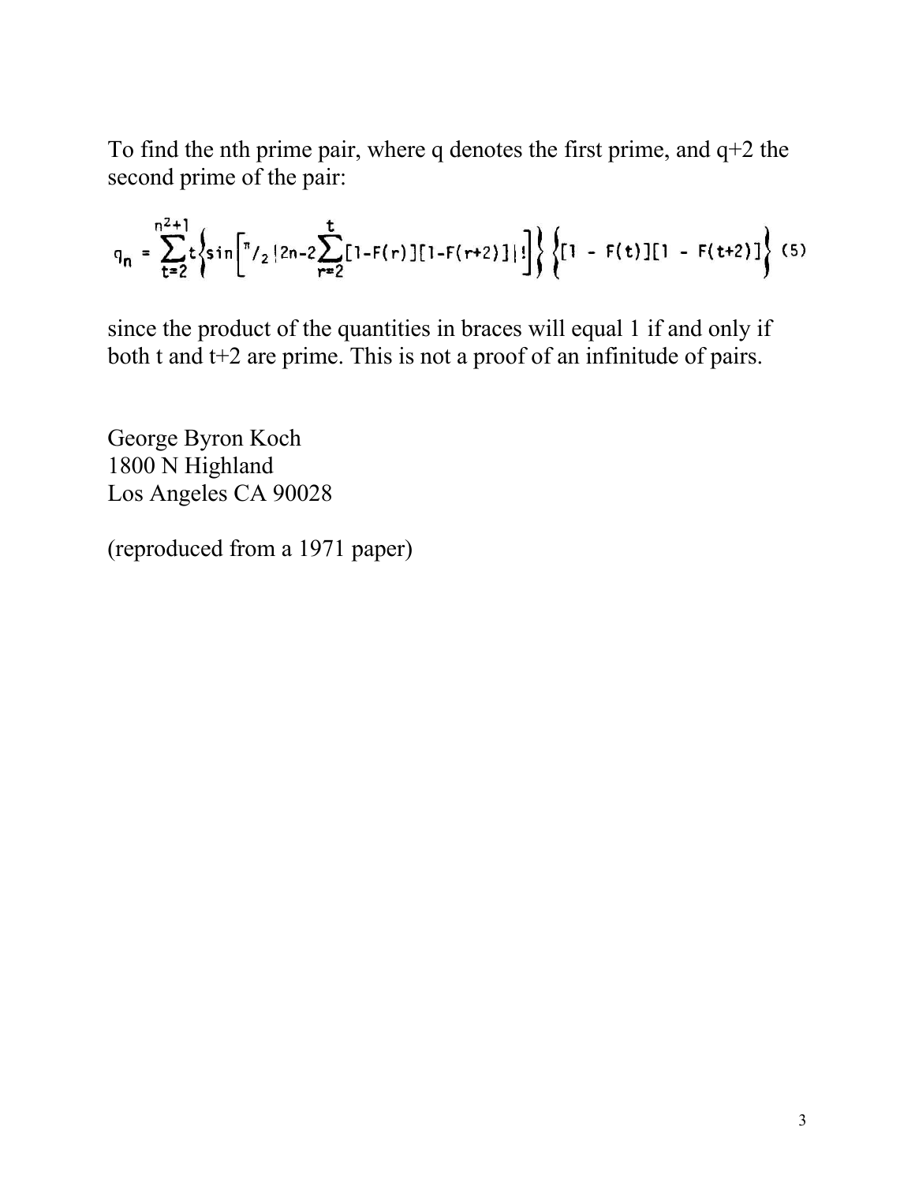To find the nth prime pair, where q denotes the first prime, and q+2 the second prime of the pair:

$$q_n = \sum_{t=2}^{n^2+1} t \left\{ \sin\left[ \pi/2 \, | 2n - 2\sum_{r=2}^{t} [1-F(r)][1-F(r+2)] |! \right] \right\} \left\{ [1 - F(t)][1 - F(t+2)] \right\} \quad (5)$$

since the product of the quantities in braces will equal 1 if and only if both t and t+2 are prime. This is not a proof of an infinitude of pairs.

George Byron Koch  
1800 N Highland  
Los Angeles CA 90028

(reproduced from a 1971 paper)